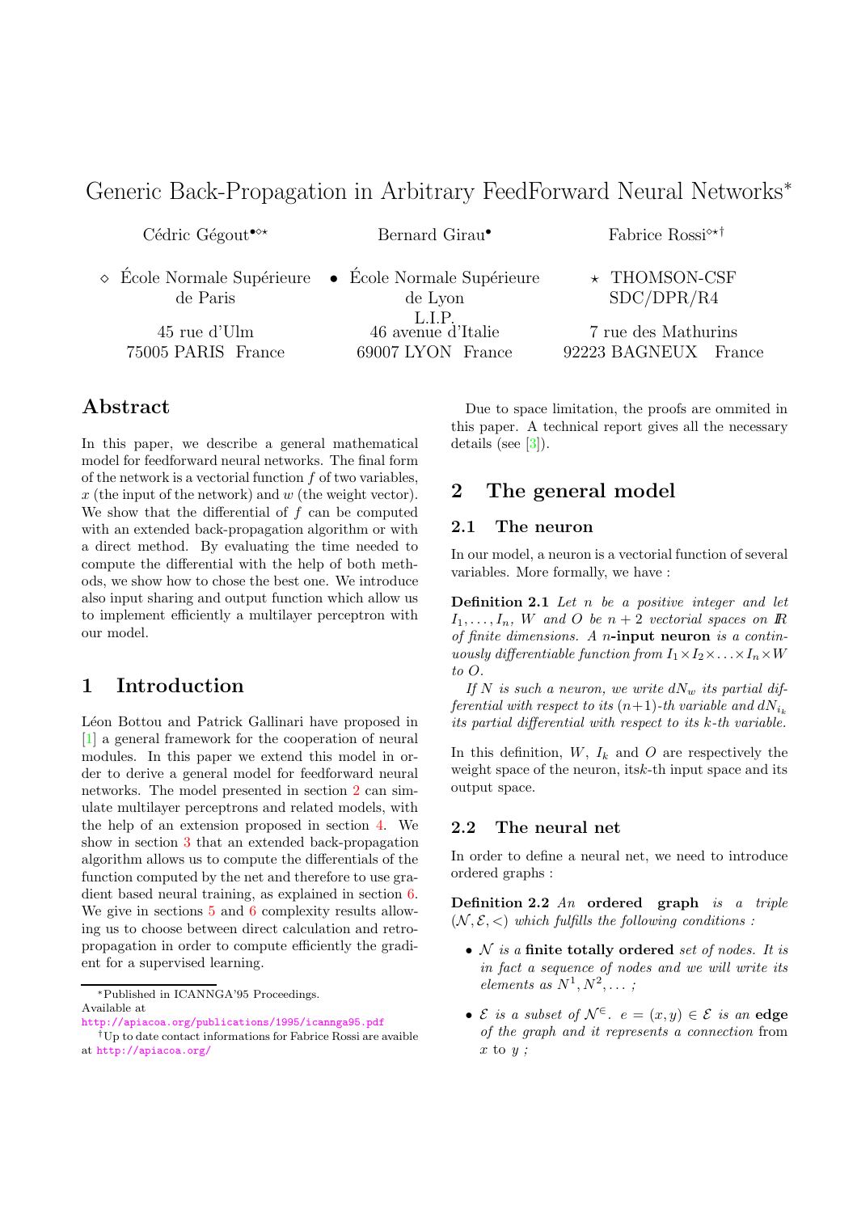# Generic Back-Propagation in Arbitrary FeedForward Neural Networks*

Cédric Gégout[•◇⋆] Bernard Girau[•] Fabrice Rossi[◇⋆†]

◇ École Normale Supérieure de Paris
45 rue d'Ulm
75005 PARIS France

• École Normale Supérieure de Lyon
L.I.P.
46 avenue d'Italie
69007 LYON France

⋆ THOMSON-CSF
SDC/DPR/R4
7 rue des Mathurins
92223 BAGNEUX France

## Abstract

In this paper, we describe a general mathematical model for feedforward neural networks. The final form of the network is a vectorial function $f$ of two variables, $x$ (the input of the network) and $w$ (the weight vector). We show that the differential of $f$ can be computed with an extended back-propagation algorithm or with a direct method. By evaluating the time needed to compute the differential with the help of both methods, we show how to chose the best one. We introduce also input sharing and output function which allow us to implement efficiently a multilayer perceptron with our model.

## 1 Introduction

Léon Bottou and Patrick Gallinari have proposed in [1] a general framework for the cooperation of neural modules. In this paper we extend this model in order to derive a general model for feedforward neural networks. The model presented in section 2 can simulate multilayer perceptrons and related models, with the help of an extension proposed in section 4. We show in section 3 that an extended back-propagation algorithm allows us to compute the differentials of the function computed by the net and therefore to use gradient based neural training, as explained in section 6. We give in sections 5 and 6 complexity results allowing us to choose between direct calculation and retro-propagation in order to compute efficiently the gradient for a supervised learning.

Due to space limitation, the proofs are ommited in this paper. A technical report gives all the necessary details (see [3]).

## 2 The general model

### 2.1 The neuron

In our model, a neuron is a vectorial function of several variables. More formally, we have :

**Definition 2.1** *Let $n$ be a positive integer and let $I_1, \ldots, I_n$, $W$ and $O$ be $n+2$ vectorial spaces on $\mathbb{R}$ of finite dimensions. A $n$-**input neuron** is a continuously differentiable function from $I_1 \times I_2 \times \ldots \times I_n \times W$ to $O$.*

*If $N$ is such a neuron, we write $dN_w$ its partial differential with respect to its $(n+1)$-th variable and $dN_{i_k}$ its partial differential with respect to its $k$-th variable.*

In this definition, $W$, $I_k$ and $O$ are respectively the weight space of the neuron, its$k$-th input space and its output space.

### 2.2 The neural net

In order to define a neural net, we need to introduce ordered graphs :

**Definition 2.2** *An **ordered graph** is a triple $(\mathcal{N}, \mathcal{E}, <)$ which fulfills the following conditions :*

- *$\mathcal{N}$ is a **finite totally ordered** set of nodes. It is in fact a sequence of nodes and we will write its elements as $N^1, N^2, \ldots$ ;*
- *$\mathcal{E}$ is a subset of $\mathcal{N}^{\in}$. $e = (x, y) \in \mathcal{E}$ is an **edge** of the graph and it represents a **connection** from $x$ to $y$ ;*

---

*Published in ICANNGA'95 Proceedings. Available at http://apiacoa.org/publications/1995/icannga95.pdf

†Up to date contact informations for Fabrice Rossi are avaible at http://apiacoa.org/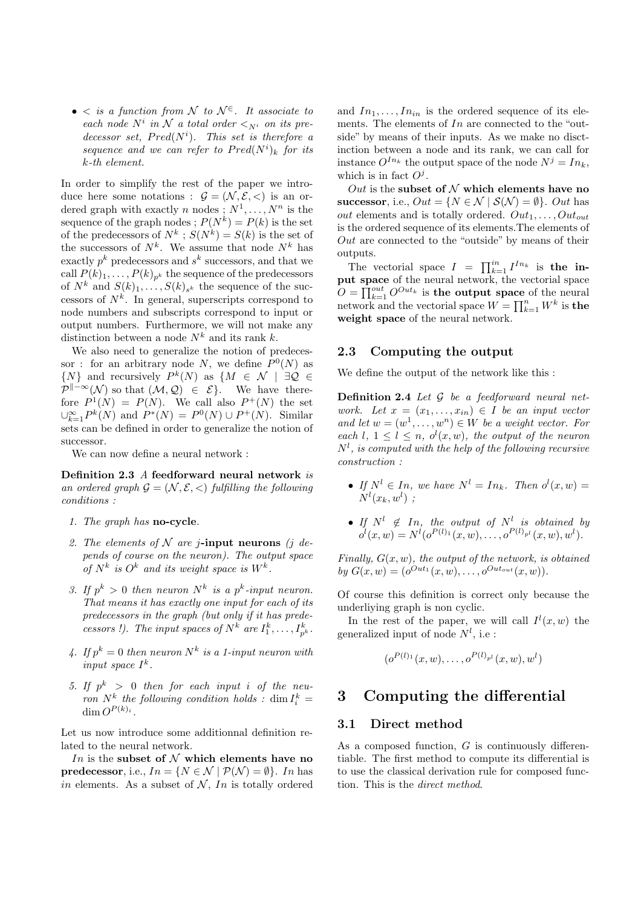- $<$ *is a function from* $\mathcal{N}$ *to* $\mathcal{N}^{\in}$. *It associate to each node* $N^i$ *in* $\mathcal{N}$ *a total order* $<_{N^i}$ *on its predecessor set,* $Pred(N^i)$. *This set is therefore a sequence and we can refer to* $Pred(N^i)_k$ *for its* $k$*-th element.*

In order to simplify the rest of the paper we introduce here some notations : $\mathcal{G} = (\mathcal{N}, \mathcal{E}, <)$ is an ordered graph with exactly $n$ nodes ; $N^1, \ldots, N^n$ is the sequence of the graph nodes ; $P(N^k) = P(k)$ is the set of the predecessors of $N^k$ ; $S(N^k) = S(k)$ is the set of the successors of $N^k$. We assume that node $N^k$ has exactly $p^k$ predecessors and $s^k$ successors, and that we call $P(k)_1, \ldots, P(k)_{p^k}$ the sequence of the predecessors of $N^k$ and $S(k)_1, \ldots, S(k)_{s^k}$ the sequence of the successors of $N^k$. In general, superscripts correspond to node numbers and subscripts correspond to input or output numbers. Furthermore, we will not make any distinction between a node $N^k$ and its rank $k$.

We also need to generalize the notion of predecessor : for an arbitrary node $N$, we define $P^0(N)$ as $\{N\}$ and recursively $P^k(N)$ as $\{M \in \mathcal{N} \mid \exists \mathcal{Q} \in \mathcal{P}^{\parallel - \infty}(\mathcal{N})$ so that $(\mathcal{M}, \mathcal{Q}) \in \mathcal{E}\}$. We have therefore $P^1(N) = P(N)$. We call also $P^+(N)$ the set $\cup_{k=1}^{\infty} P^k(N)$ and $P^*(N) = P^0(N) \cup P^+(N)$. Similar sets can be defined in order to generalize the notion of successor.

We can now define a neural network :

**Definition 2.3** *A* **feedforward neural network** *is an ordered graph* $\mathcal{G} = (\mathcal{N}, \mathcal{E}, <)$ *fulfilling the following conditions :*

1. *The graph has* **no-cycle**.
2. *The elements of* $\mathcal{N}$ *are* $j$**-input neurons** *(*$j$ *depends of course on the neuron). The output space of* $N^k$ *is* $O^k$ *and its weight space is* $W^k$.
3. *If* $p^k > 0$ *then neuron* $N^k$ *is a* $p^k$*-input neuron. That means it has exactly one input for each of its predecessors in the graph (but only if it has predecessors !). The input spaces of* $N^k$ *are* $I_1^k, \ldots, I_{p^k}^k$.
4. *If* $p^k = 0$ *then neuron* $N^k$ *is a 1-input neuron with input space* $I^k$.
5. *If* $p^k > 0$ *then for each input* $i$ *of the neuron* $N^k$ *the following condition holds :* $\dim I_i^k = \dim O^{P(k)_i}$.

Let us now introduce some additionnal definition related to the neural network.

$In$ is the **subset of** $\mathcal{N}$ **which elements have no predecessor**, i.e., $In = \{N \in \mathcal{N} \mid \mathcal{P}(\mathcal{N}) = \emptyset\}$. $In$ has $in$ elements. As a subset of $\mathcal{N}$, $In$ is totally ordered and $In_1, \ldots, In_{in}$ is the ordered sequence of its elements. The elements of $In$ are connected to the "outside" by means of their inputs. As we make no disctinction between a node and its rank, we can call for instance $O^{In_k}$ the output space of the node $N^j = In_k$, which is in fact $O^j$.

$Out$ is the **subset of** $\mathcal{N}$ **which elements have no successor**, i.e., $Out = \{N \in \mathcal{N} \mid \mathcal{S}(\mathcal{N}) = \emptyset\}$. $Out$ has $out$ elements and is totally ordered. $Out_1, \ldots, Out_{out}$ is the ordered sequence of its elements.The elements of $Out$ are connected to the "outside" by means of their outputs.

The vectorial space $I = \prod_{k=1}^{in} I^{In_k}$ is **the input space** of the neural network, the vectorial space $O = \prod_{k=1}^{out} O^{Out_k}$ is **the output space** of the neural network and the vectorial space $W = \prod_{k=1}^{n} W^k$ is **the weight space** of the neural network.

### 2.3 Computing the output

We define the output of the network like this :

**Definition 2.4** *Let* $\mathcal{G}$ *be a feedforward neural network. Let* $x = (x_1, \ldots, x_{in}) \in I$ *be an input vector and let* $w = (w^1, \ldots, w^n) \in W$ *be a weight vector. For each* $l$, $1 \leq l \leq n$, $o^l(x, w)$, *the output of the neuron* $N^l$, *is computed with the help of the following recursive construction :*

- *If* $N^l \in In$, *we have* $N^l = In_k$. *Then* $o^l(x, w) = N^l(x_k, w^l)$ *;*
- *If* $N^l \notin In$, *the output of* $N^l$ *is obtained by* $o^l(x, w) = N^l(o^{P(l)_1}(x, w), \ldots, o^{P(l)_{p^l}}(x, w), w^l)$.

*Finally,* $G(x, w)$, *the output of the network, is obtained by* $G(x, w) = (o^{Out_1}(x, w), \ldots, o^{Out_{out}}(x, w))$.

Of course this definition is correct only because the underliying graph is non cyclic.

In the rest of the paper, we will call $I^l(x, w)$ the generalized input of node $N^l$, i.e :

$$(o^{P(l)_1}(x, w), \ldots, o^{P(l)_{p^l}}(x, w), w^l)$$

## 3 Computing the differential

### 3.1 Direct method

As a composed function, $G$ is continuously differentiable. The first method to compute its differential is to use the classical derivation rule for composed function. This is the *direct method*.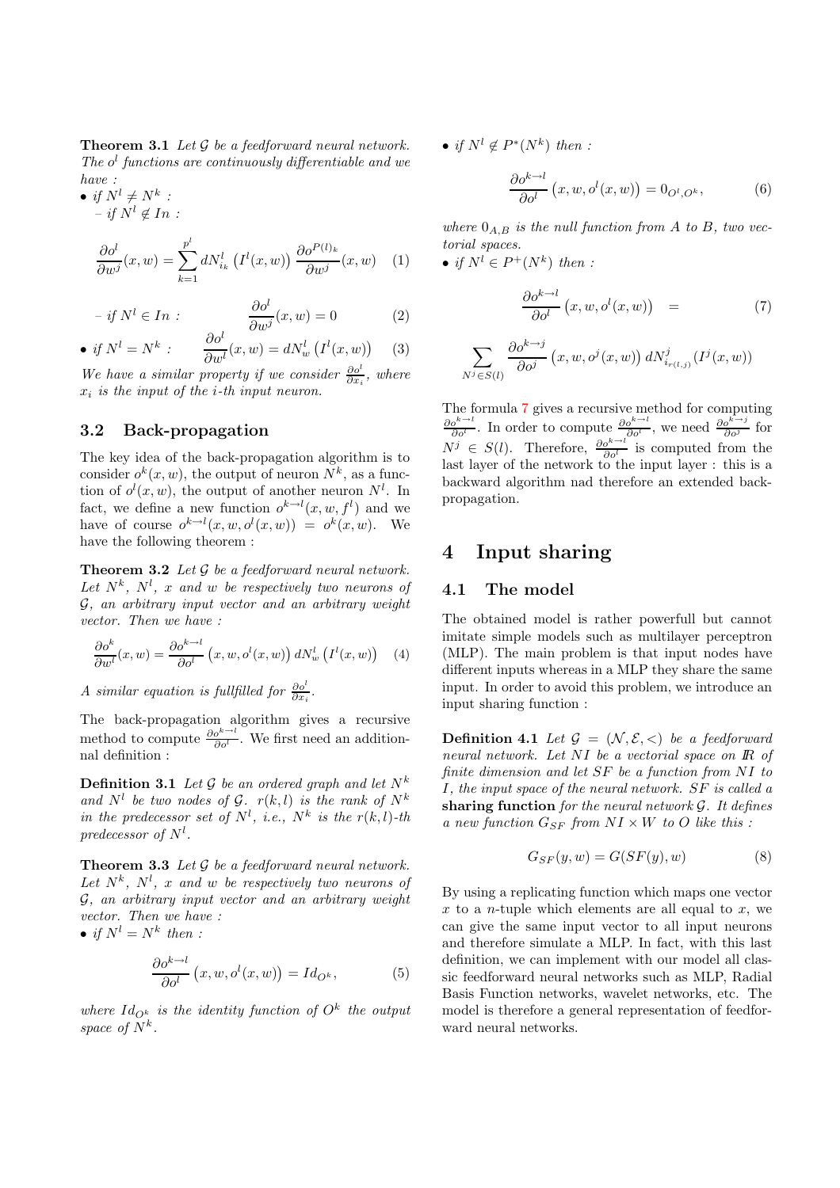**Theorem 3.1** *Let $\mathcal{G}$ be a feedforward neural network. The $o^l$ functions are continuously differentiable and we have :*

- *if $N^l \neq N^k$ :*
  - *if $N^l \notin In$ :*

$$\frac{\partial o^l}{\partial w^j}(x,w) = \sum_{k=1}^{p^l} dN^l_{i_k}\left(I^l(x,w)\right) \frac{\partial o^{P(l)_k}}{\partial w^j}(x,w) \quad (1)$$

  - *if $N^l \in In$ :*

$$\frac{\partial o^l}{\partial w^j}(x,w) = 0 \quad (2)$$

- *if $N^l = N^k$ :*

$$\frac{\partial o^l}{\partial w^l}(x,w) = dN^l_w\left(I^l(x,w)\right) \quad (3)$$

*We have a similar property if we consider $\frac{\partial o^l}{\partial x_i}$, where $x_i$ is the input of the $i$-th input neuron.*

## 3.2 Back-propagation

The key idea of the back-propagation algorithm is to consider $o^k(x,w)$, the output of neuron $N^k$, as a function of $o^l(x,w)$, the output of another neuron $N^l$. In fact, we define a new function $o^{k\to l}(x,w,f^l)$ and we have of course $o^{k\to l}(x,w,o^l(x,w)) = o^k(x,w)$. We have the following theorem :

**Theorem 3.2** *Let $\mathcal{G}$ be a feedforward neural network. Let $N^k$, $N^l$, $x$ and $w$ be respectively two neurons of $\mathcal{G}$, an arbitrary input vector and an arbitrary weight vector. Then we have :*

$$\frac{\partial o^k}{\partial w^l}(x,w) = \frac{\partial o^{k\to l}}{\partial o^l}\left(x,w,o^l(x,w)\right) dN^l_w\left(I^l(x,w)\right) \quad (4)$$

*A similar equation is fullfilled for $\frac{\partial o^l}{\partial x_i}$.*

The back-propagation algorithm gives a recursive method to compute $\frac{\partial o^{k\to l}}{\partial o^l}$. We first need an additional definition :

**Definition 3.1** *Let $\mathcal{G}$ be an ordered graph and let $N^k$ and $N^l$ be two nodes of $\mathcal{G}$. $r(k,l)$ is the rank of $N^k$ in the predecessor set of $N^l$, i.e., $N^k$ is the $r(k,l)$-th predecessor of $N^l$.*

**Theorem 3.3** *Let $\mathcal{G}$ be a feedforward neural network. Let $N^k$, $N^l$, $x$ and $w$ be respectively two neurons of $\mathcal{G}$, an arbitrary input vector and an arbitrary weight vector. Then we have :*

- *if $N^l = N^k$ then :*

$$\frac{\partial o^{k\to l}}{\partial o^l}\left(x,w,o^l(x,w)\right) = Id_{O^k}, \quad (5)$$

*where $Id_{O^k}$ is the identity function of $O^k$ the output space of $N^k$.*

- *if $N^l \notin P^*(N^k)$ then :*

$$\frac{\partial o^{k\to l}}{\partial o^l}\left(x,w,o^l(x,w)\right) = 0_{O^l,O^k}, \quad (6)$$

*where $0_{A,B}$ is the null function from $A$ to $B$, two vectorial spaces.*

- *if $N^l \in P^+(N^k)$ then :*

$$\frac{\partial o^{k\to l}}{\partial o^l}\left(x,w,o^l(x,w)\right) = \quad (7)$$

$$\sum_{N^j\in S(l)} \frac{\partial o^{k\to j}}{\partial o^j}\left(x,w,o^j(x,w)\right) dN^j_{i_{r(l,j)}}\left(I^j(x,w)\right)$$

The formula 7 gives a recursive method for computing $\frac{\partial o^{k\to l}}{\partial o^l}$. In order to compute $\frac{\partial o^{k\to l}}{\partial o^l}$, we need $\frac{\partial o^{k\to j}}{\partial o^j}$ for $N^j \in S(l)$. Therefore, $\frac{\partial o^{k\to l}}{\partial o^l}$ is computed from the last layer of the network to the input layer : this is a backward algorithm nad therefore an extended back-propagation.

# 4 Input sharing

## 4.1 The model

The obtained model is rather powerfull but cannot imitate simple models such as multilayer perceptron (MLP). The main problem is that input nodes have different inputs whereas in a MLP they share the same input. In order to avoid this problem, we introduce an input sharing function :

**Definition 4.1** *Let $\mathcal{G} = (\mathcal{N}, \mathcal{E}, <)$ be a feedforward neural network. Let $NI$ be a vectorial space on $\mathbb{R}$ of finite dimension and let $SF$ be a function from $NI$ to $I$, the input space of the neural network. $SF$ is called a* **sharing function** *for the neural network $\mathcal{G}$. It defines a new function $G_{SF}$ from $NI \times W$ to $O$ like this :*

$$G_{SF}(y,w) = G(SF(y),w) \quad (8)$$

By using a replicating function which maps one vector $x$ to a $n$-tuple which elements are all equal to $x$, we can give the same input vector to all input neurons and therefore simulate a MLP. In fact, with this last definition, we can implement with our model all classic feedforward neural networks such as MLP, Radial Basis Function networks, wavelet networks, etc. The model is therefore a general representation of feedforward neural networks.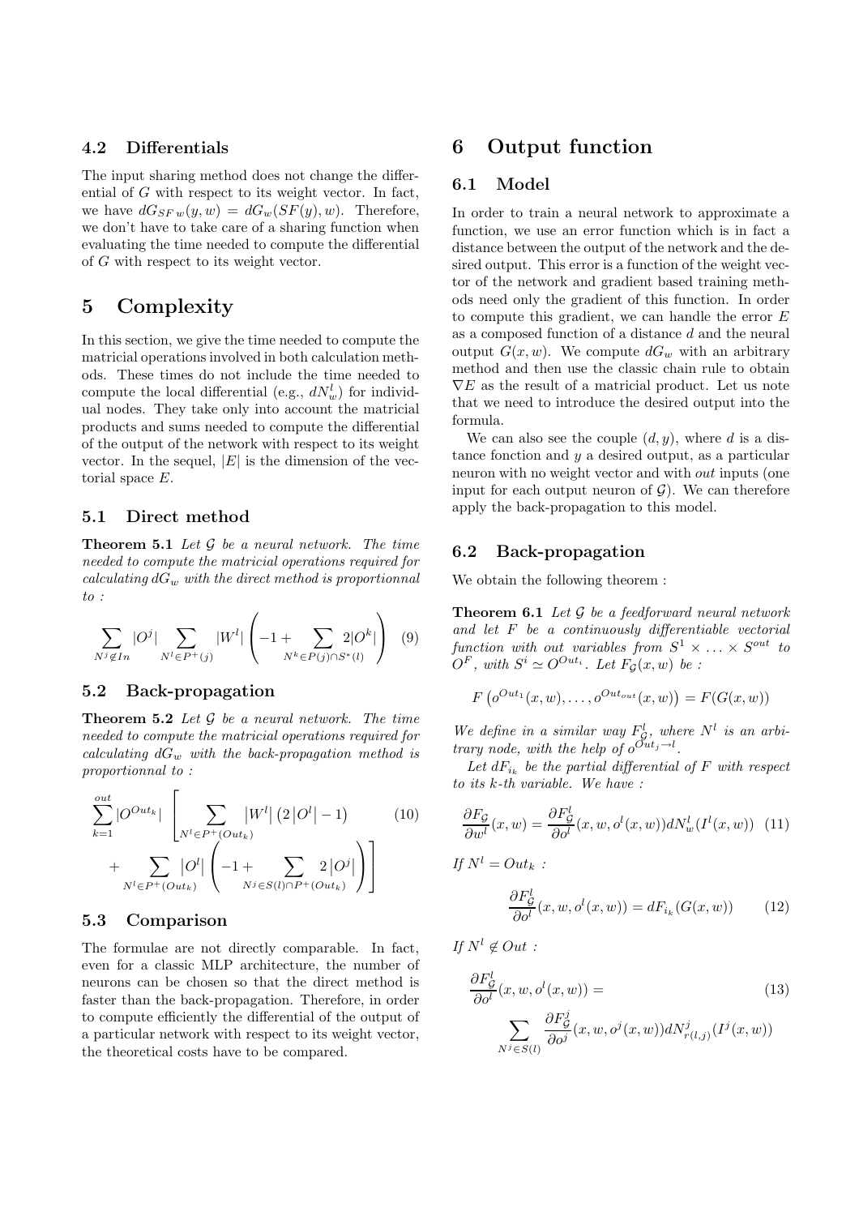### 4.2 Differentials

The input sharing method does not change the differential of $G$ with respect to its weight vector. In fact, we have $dG_{SF\,w}(y,w) = dG_w(SF(y),w)$. Therefore, we don't have to take care of a sharing function when evaluating the time needed to compute the differential of $G$ with respect to its weight vector.

## 5 Complexity

In this section, we give the time needed to compute the matricial operations involved in both calculation methods. These times do not include the time needed to compute the local differential (e.g., $dN^l_w$) for individual nodes. They take only into account the matricial products and sums needed to compute the differential of the output of the network with respect to its weight vector. In the sequel, $|E|$ is the dimension of the vectorial space $E$.

### 5.1 Direct method

**Theorem 5.1** *Let $\mathcal{G}$ be a neural network. The time needed to compute the matricial operations required for calculating $dG_w$ with the direct method is proportionnal to :*

$$\sum_{N^j \notin In} |O^j| \sum_{N^l \in P^+(j)} |W^l| \left( -1 + \sum_{N^k \in P(j) \cap S^*(l)} 2|O^k| \right) \quad (9)$$

### 5.2 Back-propagation

**Theorem 5.2** *Let $\mathcal{G}$ be a neural network. The time needed to compute the matricial operations required for calculating $dG_w$ with the back-propagation method is proportionnal to :*

$$\sum_{k=1}^{out} |O^{Out_k}| \left[ \sum_{N^l \in P^+(Out_k)} \left|W^l\right| \left(2\left|O^l\right| - 1\right) \right. \quad (10)$$
$$\left. + \sum_{N^l \in P^+(Out_k)} \left|O^l\right| \left( -1 + \sum_{N^j \in S(l) \cap P^+(Out_k)} 2\left|O^j\right| \right) \right]$$

### 5.3 Comparison

The formulae are not directly comparable. In fact, even for a classic MLP architecture, the number of neurons can be chosen so that the direct method is faster than the back-propagation. Therefore, in order to compute efficiently the differential of the output of a particular network with respect to its weight vector, the theoretical costs have to be compared.

## 6 Output function

### 6.1 Model

In order to train a neural network to approximate a function, we use an error function which is in fact a distance between the output of the network and the desired output. This error is a function of the weight vector of the network and gradient based training methods need only the gradient of this function. In order to compute this gradient, we can handle the error $E$ as a composed function of a distance $d$ and the neural output $G(x,w)$. We compute $dG_w$ with an arbitrary method and then use the classic chain rule to obtain $\nabla E$ as the result of a matricial product. Let us note that we need to introduce the desired output into the formula.

We can also see the couple $(d,y)$, where $d$ is a distance fonction and $y$ a desired output, as a particular neuron with no weight vector and with *out* inputs (one input for each output neuron of $\mathcal{G}$). We can therefore apply the back-propagation to this model.

### 6.2 Back-propagation

We obtain the following theorem :

**Theorem 6.1** *Let $\mathcal{G}$ be a feedforward neural network and let $F$ be a continuously differentiable vectorial function with out variables from $S^1 \times \ldots \times S^{out}$ to $O^F$, with $S^i \simeq O^{Out_i}$. Let $F_{\mathcal{G}}(x,w)$ be :*

$$F\left(o^{Out_1}(x,w), \ldots, o^{Out_{out}}(x,w)\right) = F(G(x,w))$$

*We define in a similar way $F^l_{\mathcal{G}}$, where $N^l$ is an arbitrary node, with the help of $o^{Out_j \to l}$.*

*Let $dF_{i_k}$ be the partial differential of $F$ with respect to its $k$-th variable. We have :*

$$\frac{\partial F_{\mathcal{G}}}{\partial w^l}(x,w) = \frac{\partial F^l_{\mathcal{G}}}{\partial o^l}(x,w,o^l(x,w)) dN^l_w(I^l(x,w)) \quad (11)$$

*If $N^l = Out_k$ :*

$$\frac{\partial F^l_{\mathcal{G}}}{\partial o^l}(x,w,o^l(x,w)) = dF_{i_k}(G(x,w)) \quad (12)$$

*If $N^l \notin Out$ :*

$$\frac{\partial F^l_{\mathcal{G}}}{\partial o^l}(x,w,o^l(x,w)) = \quad (13)$$
$$\sum_{N^j \in S(l)} \frac{\partial F^j_{\mathcal{G}}}{\partial o^j}(x,w,o^j(x,w)) dN^j_{r(l,j)}(I^j(x,w))$$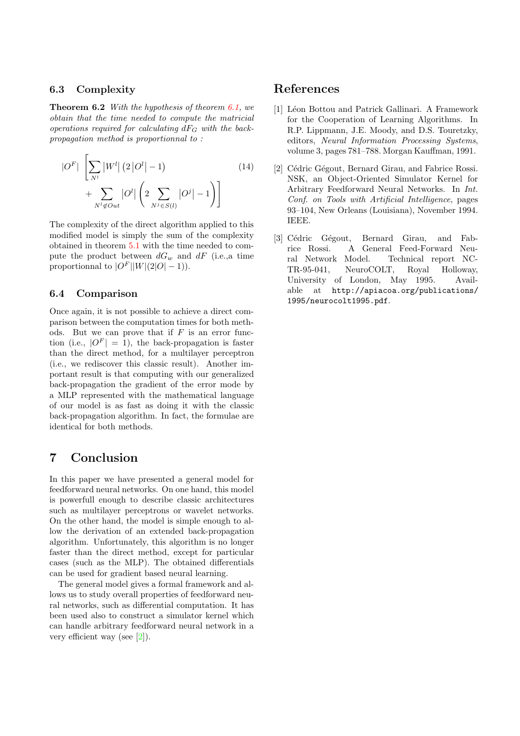### 6.3 Complexity

**Theorem 6.2** *With the hypothesis of theorem 6.1, we obtain that the time needed to compute the matricial operations required for calculating $dF_G$ with the back-propagation method is proportionnal to :*

$$|O^F| \left[ \sum_{N^l} |W^l| \left(2 |O^l| - 1\right) + \sum_{N^l \notin Out} |O^l| \left( 2 \sum_{N^j \in S(l)} |O^j| - 1 \right) \right] \tag{14}$$

The complexity of the direct algorithm applied to this modified model is simply the sum of the complexity obtained in theorem 5.1 with the time needed to compute the product between $dG_w$ and $dF$ (i.e.,a time proportionnal to $|O^F||W|(2|O|-1)$).

### 6.4 Comparison

Once again, it is not possible to achieve a direct comparison between the computation times for both methods. But we can prove that if $F$ is an error function (i.e., $|O^F| = 1$), the back-propagation is faster than the direct method, for a multilayer perceptron (i.e., we rediscover this classic result). Another important result is that computing with our generalized back-propagation the gradient of the error mode by a MLP represented with the mathematical language of our model is as fast as doing it with the classic back-propagation algorithm. In fact, the formulae are identical for both methods.

## 7 Conclusion

In this paper we have presented a general model for feedforward neural networks. On one hand, this model is powerfull enough to describe classic architectures such as multilayer perceptrons or wavelet networks. On the other hand, the model is simple enough to allow the derivation of an extended back-propagation algorithm. Unfortunately, this algorithm is no longer faster than the direct method, except for particular cases (such as the MLP). The obtained differentials can be used for gradient based neural learning.

The general model gives a formal framework and allows us to study overall properties of feedforward neural networks, such as differential computation. It has been used also to construct a simulator kernel which can handle arbitrary feedforward neural network in a very efficient way (see [2]).

## References

[1] Léon Bottou and Patrick Gallinari. A Framework for the Cooperation of Learning Algorithms. In R.P. Lippmann, J.E. Moody, and D.S. Touretzky, editors, *Neural Information Processing Systems*, volume 3, pages 781–788. Morgan Kauffman, 1991.

[2] Cédric Gégout, Bernard Girau, and Fabrice Rossi. NSK, an Object-Oriented Simulator Kernel for Arbitrary Feedforward Neural Networks. In *Int. Conf. on Tools with Artificial Intelligence*, pages 93–104, New Orleans (Louisiana), November 1994. IEEE.

[3] Cédric Gégout, Bernard Girau, and Fabrice Rossi. A General Feed-Forward Neural Network Model. Technical report NC-TR-95-041, NeuroCOLT, Royal Holloway, University of London, May 1995. Available at http://apiacoa.org/publications/1995/neurocolt1995.pdf.